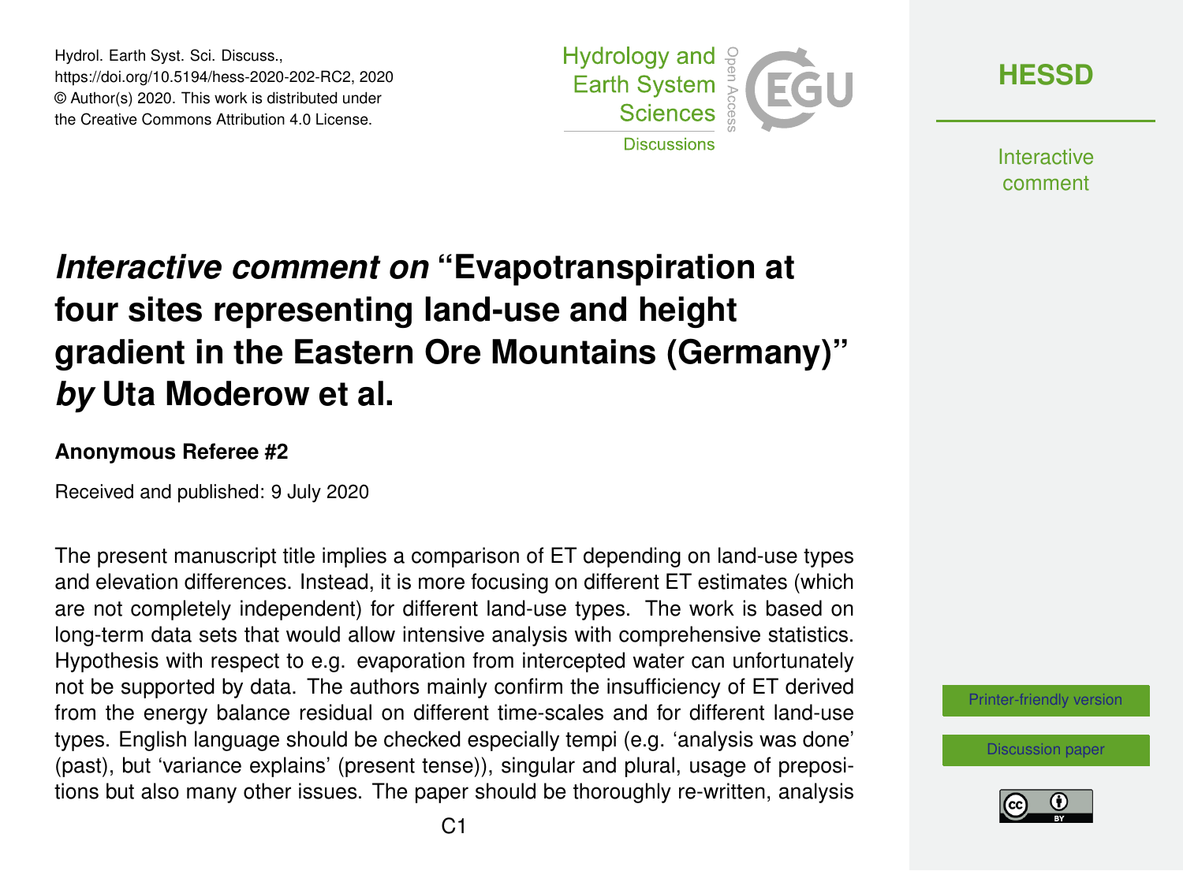# *Interactive comment on* "Evapotranspiration at four sites representing land-use and height gradient in the Eastern Ore Mountains (Germany)" *by* Uta Moderow et al.

**Anonymous Referee #2**

Received and published: 9 July 2020

The present manuscript title implies a comparison of ET depending on land-use types and elevation differences. Instead, it is more focusing on different ET estimates (which are not completely independent) for different land-use types. The work is based on long-term data sets that would allow intensive analysis with comprehensive statistics. Hypothesis with respect to e.g. evaporation from intercepted water can unfortunately not be supported by data. The authors mainly confirm the insufficiency of ET derived from the energy balance residual on different time-scales and for different land-use types. English language should be checked especially tempi (e.g. 'analysis was done' (past), but 'variance explains' (present tense)), singular and plural, usage of prepositions but also many other issues. The paper should be thoroughly re-written, analysis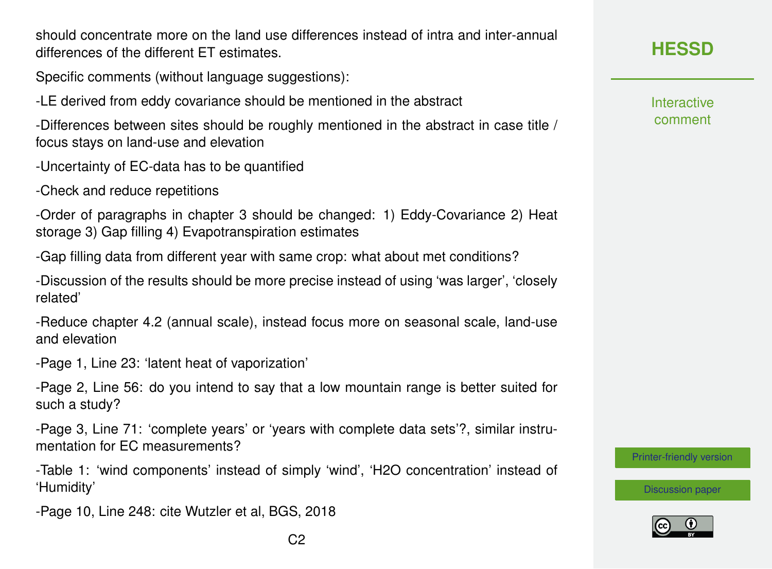should concentrate more on the land use differences instead of intra and inter-annual differences of the different ET estimates.

Specific comments (without language suggestions):

-LE derived from eddy covariance should be mentioned in the abstract

-Differences between sites should be roughly mentioned in the abstract in case title / focus stays on land-use and elevation

-Uncertainty of EC-data has to be quantified

-Check and reduce repetitions

-Order of paragraphs in chapter 3 should be changed: 1) Eddy-Covariance 2) Heat storage 3) Gap filling 4) Evapotranspiration estimates

-Gap filling data from different year with same crop: what about met conditions?

-Discussion of the results should be more precise instead of using 'was larger', 'closely related'

-Reduce chapter 4.2 (annual scale), instead focus more on seasonal scale, land-use and elevation

-Page 1, Line 23: 'latent heat of vaporization'

-Page 2, Line 56: do you intend to say that a low mountain range is better suited for such a study?

-Page 3, Line 71: 'complete years' or 'years with complete data sets'?, similar instrumentation for EC measurements?

-Table 1: 'wind components' instead of simply 'wind', '$H_2O$ concentration' instead of 'Humidity'

-Page 10, Line 248: cite Wutzler et al, BGS, 2018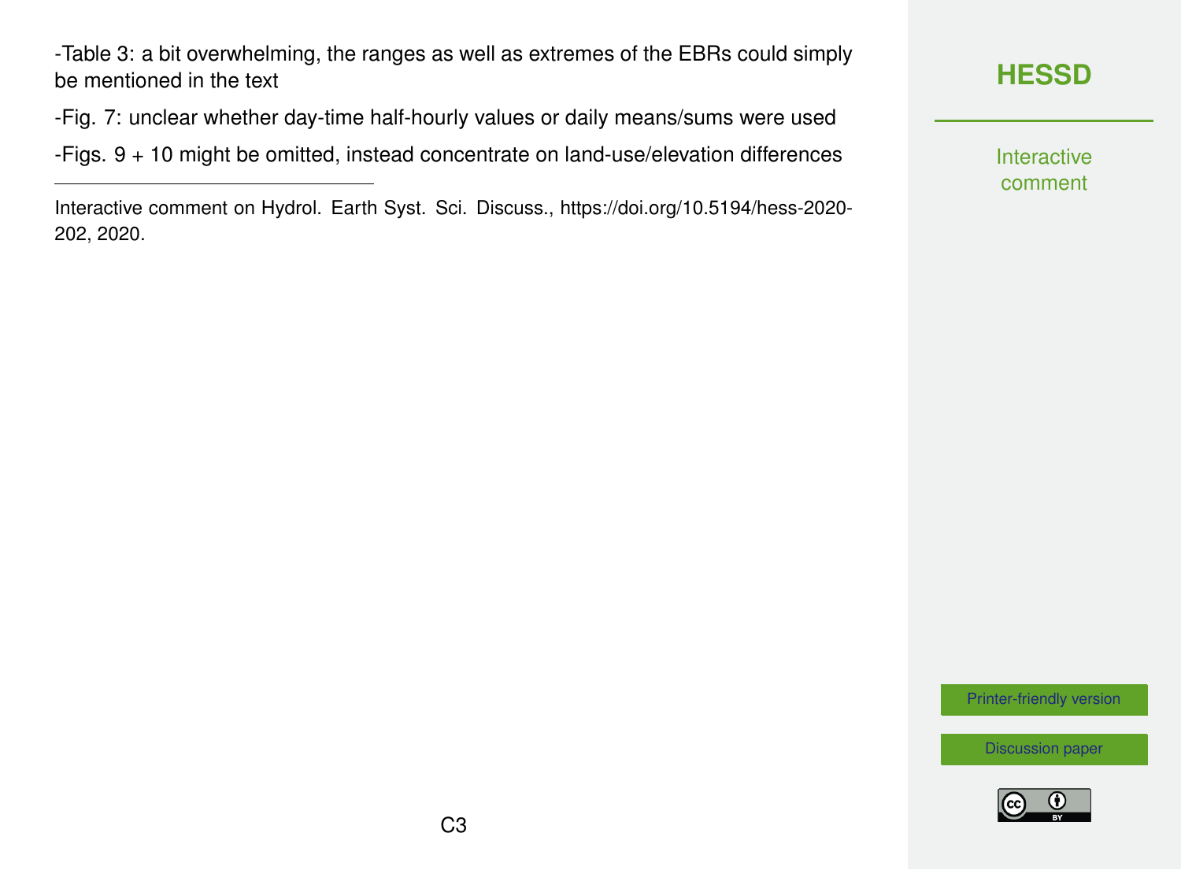-Table 3: a bit overwhelming, the ranges as well as extremes of the EBRs could simply be mentioned in the text

-Fig. 7: unclear whether day-time half-hourly values or daily means/sums were used

-Figs. 9 + 10 might be omitted, instead concentrate on land-use/elevation differences

---

Interactive comment on Hydrol. Earth Syst. Sci. Discuss., https://doi.org/10.5194/hess-2020-202, 2020.